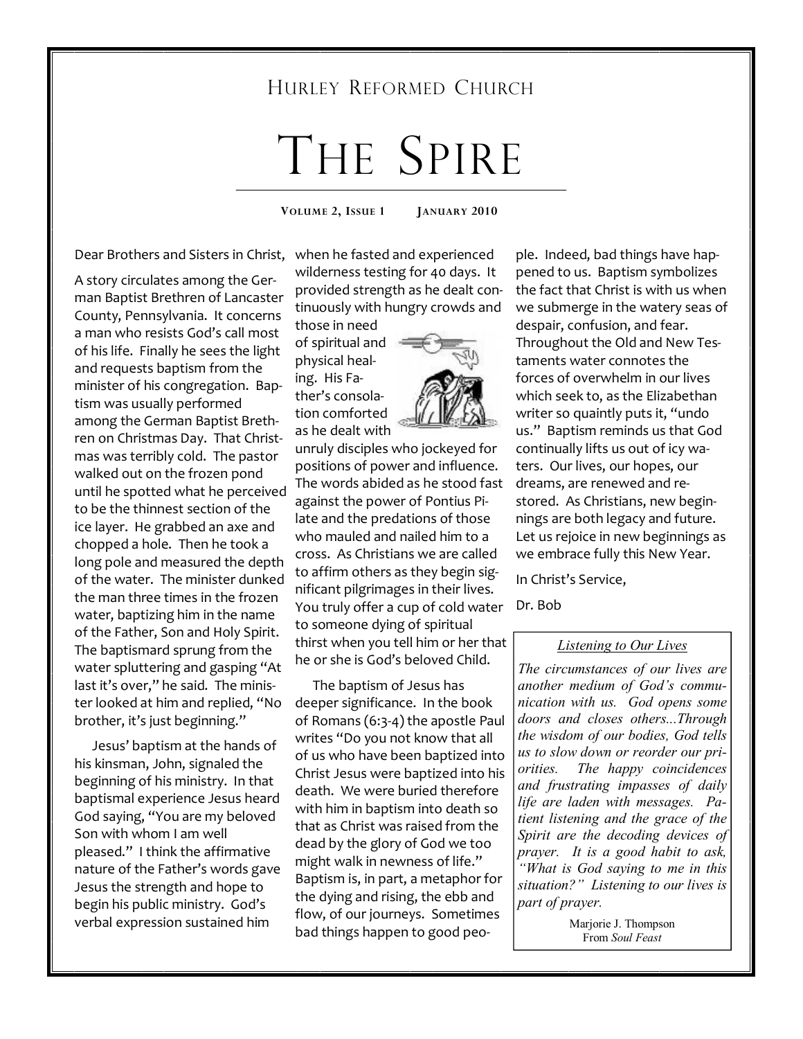Hurley Reformed Church

# The Spire

**Volume 2, Issue 1 January 2010**

Dear Brothers and Sisters in Christ,

A story circulates among the German Baptist Brethren of Lancaster County, Pennsylvania. It concerns a man who resists God's call most of his life. Finally he sees the light and requests baptism from the minister of his congregation. Baptism was usually performed among the German Baptist Brethren on Christmas Day. That Christmas was terribly cold. The pastor walked out on the frozen pond until he spotted what he perceived to be the thinnest section of the ice layer. He grabbed an axe and chopped a hole. Then he took a long pole and measured the depth of the water. The minister dunked the man three times in the frozen water, baptizing him in the name of the Father, Son and Holy Spirit. The baptismard sprung from the water spluttering and gasping "At last it's over," he said. The minister looked at him and replied, "No brother, it's just beginning."

Jesus' baptism at the hands of his kinsman, John, signaled the beginning of his ministry. In that baptismal experience Jesus heard God saying, "You are my beloved Son with whom I am well pleased." I think the affirmative nature of the Father's words gave Jesus the strength and hope to begin his public ministry. God's verbal expression sustained him when he fasted and experienced wilderness testing for 40 days. It provided strength as he dealt continuously with hungry crowds and those in need of spiritual and physical healing. His Father's consolation comforted as he dealt with unruly disciples who jockeyed for positions of power and influence. The words abided as he stood fast against the power of Pontius Pilate and the predations of those who mauled and nailed him to a cross. As Christians we are called to affirm others as they begin significant pilgrimages in their lives. You truly offer a cup of cold water to someone dying of spiritual thirst when you tell him or her that he or she is God's beloved Child.

The baptism of Jesus has deeper significance. In the book of Romans (6:3-4) the apostle Paul writes "Do you not know that all of us who have been baptized into Christ Jesus were baptized into his death. We were buried therefore with him in baptism into death so that as Christ was raised from the dead by the glory of God we too might walk in newness of life." Baptism is, in part, a metaphor for the dying and rising, the ebb and flow, of our journeys. Sometimes bad things happen to good people. Indeed, bad things have happened to us. Baptism symbolizes the fact that Christ is with us when we submerge in the watery seas of despair, confusion, and fear. Throughout the Old and New Testaments water connotes the forces of overwhelm in our lives which seek to, as the Elizabethan writer so quaintly puts it, "undo us." Baptism reminds us that God continually lifts us out of icy waters. Our lives, our hopes, our dreams, are renewed and restored. As Christians, new beginnings are both legacy and future. Let us rejoice in new beginnings as we embrace fully this New Year.

In Christ's Service,

Dr. Bob

---

<u>*Listening to Our Lives*</u>

*The circumstances of our lives are another medium of God's communication with us. God opens some doors and closes others...Through the wisdom of our bodies, God tells us to slow down or reorder our priorities. The happy coincidences and frustrating impasses of daily life are laden with messages. Patient listening and the grace of the Spirit are the decoding devices of prayer. It is a good habit to ask, "What is God saying to me in this situation?" Listening to our lives is part of prayer.*

Marjorie J. Thompson
From *Soul Feast*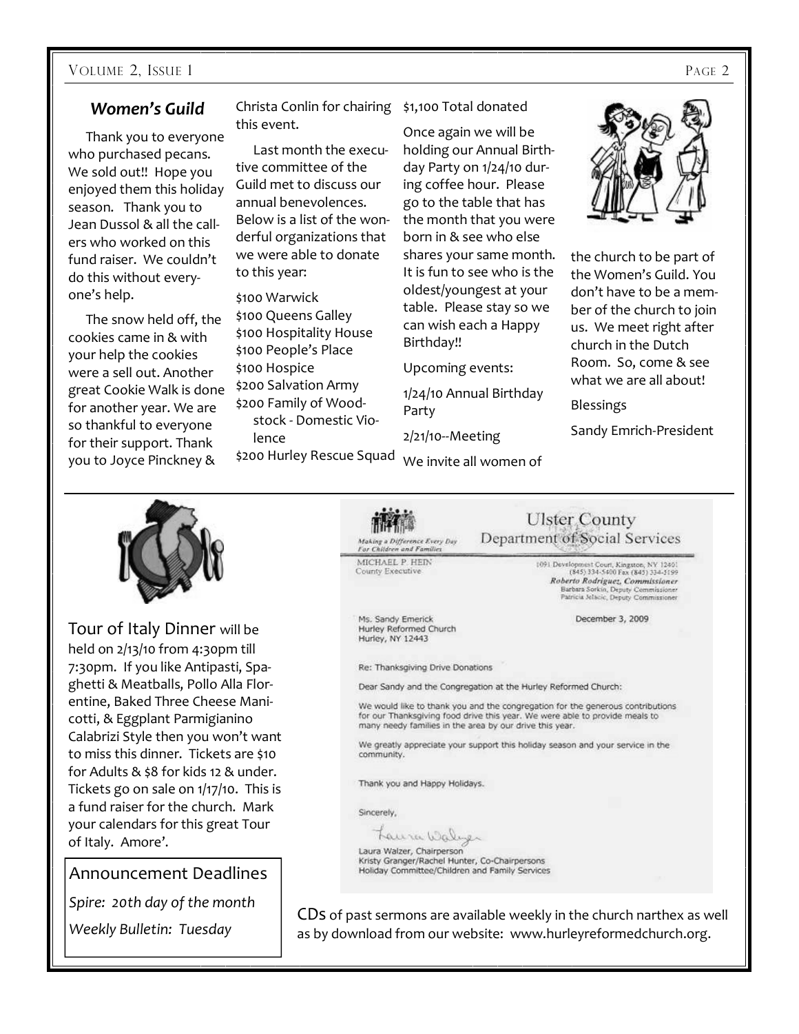## *Women's Guild*

Thank you to everyone who purchased pecans. We sold out!! Hope you enjoyed them this holiday season. Thank you to Jean Dussol & all the callers who worked on this fund raiser. We couldn't do this without everyone's help.

The snow held off, the cookies came in & with your help the cookies were a sell out. Another great Cookie Walk is done for another year. We are so thankful to everyone for their support. Thank you to Joyce Pinckney & Christa Conlin for chairing this event.

Last month the executive committee of the Guild met to discuss our annual benevolences. Below is a list of the wonderful organizations that we were able to donate to this year:

- $100 Warwick
- $100 Queens Galley
- $100 Hospitality House
- $100 People's Place
- $100 Hospice
- $200 Salvation Army
- $200 Family of Woodstock - Domestic Violence
- $200 Hurley Rescue Squad

$1,100 Total donated

Once again we will be holding our Annual Birthday Party on 1/24/10 during coffee hour. Please go to the table that has the month that you were born in & see who else shares your same month. It is fun to see who is the oldest/youngest at your table. Please stay so we can wish each a Happy Birthday!!

Upcoming events:

1/24/10 Annual Birthday Party

2/21/10--Meeting

We invite all women of the church to be part of the Women's Guild. You don't have to be a member of the church to join us. We meet right after church in the Dutch Room. So, come & see what we are all about!

Blessings

Sandy Emrich-President

---

Tour of Italy Dinner will be held on 2/13/10 from 4:30pm till 7:30pm. If you like Antipasti, Spaghetti & Meatballs, Pollo Alla Florentine, Baked Three Cheese Manicotti, & Eggplant Parmigianino Calabrizi Style then you won't want to miss this dinner. Tickets are $10 for Adults & $8 for kids 12 & under. Tickets go on sale on 1/17/10. This is a fund raiser for the church. Mark your calendars for this great Tour of Italy. Amore'.

**Ulster County Department of Social Services**

Making a Difference Every Day For Children and Families

MICHAEL P. HEIN
County Executive

1091 Development Court, Kingston, NY 12401
(845) 334-5400 Fax (845) 334-5199
*Roberto Rodriguez, Commissioner*
Barbara Sorkin, Deputy Commissioner
Patricia Jelacic, Deputy Commissioner

Ms. Sandy Emerick
Hurley Reformed Church
Hurley, NY 12443

December 3, 2009

Re: Thanksgiving Drive Donations

Dear Sandy and the Congregation at the Hurley Reformed Church:

We would like to thank you and the congregation for the generous contributions for our Thanksgiving food drive this year. We were able to provide meals to many needy families in the area by our drive this year.

We greatly appreciate your support this holiday season and your service in the community.

Thank you and Happy Holidays.

Sincerely,

Laura Walzer

Laura Walzer, Chairperson
Kristy Granger/Rachel Hunter, Co-Chairpersons
Holiday Committee/Children and Family Services

### Announcement Deadlines

*Spire: 20th day of the month*

*Weekly Bulletin: Tuesday*

CDs of past sermons are available weekly in the church narthex as well as by download from our website: www.hurleyreformedchurch.org.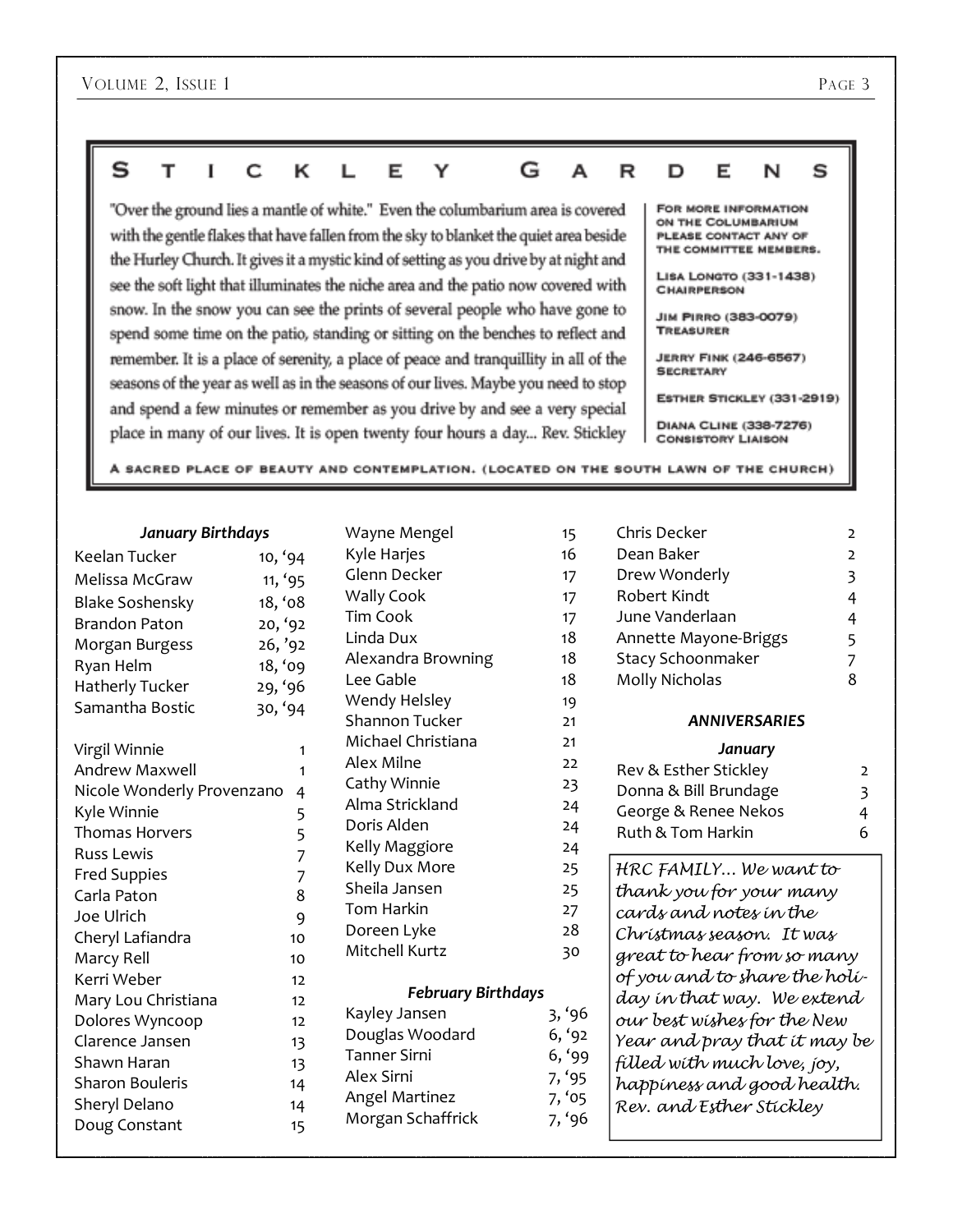## STICKLEY GARDENS

"Over the ground lies a mantle of white." Even the columbarium area is covered with the gentle flakes that have fallen from the sky to blanket the quiet area beside the Hurley Church. It gives it a mystic kind of setting as you drive by at night and see the soft light that illuminates the niche area and the patio now covered with snow. In the snow you can see the prints of several people who have gone to spend some time on the patio, standing or sitting on the benches to reflect and remember. It is a place of serenity, a place of peace and tranquillity in all of the seasons of the year as well as in the seasons of our lives. Maybe you need to stop and spend a few minutes or remember as you drive by and see a very special place in many of our lives. It is open twenty four hours a day... Rev. Stickley

FOR MORE INFORMATION ON THE COLUMBARIUM PLEASE CONTACT ANY OF THE COMMITTEE MEMBERS.

LISA LONGTO (331-1438) CHAIRPERSON

JIM PIRRO (383-0079) TREASURER

JERRY FINK (246-6567) SECRETARY

ESTHER STICKLEY (331-2919)

DIANA CLINE (338-7276) CONSISTORY LIAISON

A SACRED PLACE OF BEAUTY AND CONTEMPLATION. (LOCATED ON THE SOUTH LAWN OF THE CHURCH)

### *January Birthdays*

| | |
|---|---|
| Keelan Tucker | 10, '94 |
| Melissa McGraw | 11, '95 |
| Blake Soshensky | 18, '08 |
| Brandon Paton | 20, '92 |
| Morgan Burgess | 26, '92 |
| Ryan Helm | 18, '09 |
| Hatherly Tucker | 29, '96 |
| Samantha Bostic | 30, '94 |
| | |
| Virgil Winnie | 1 |
| Andrew Maxwell | 1 |
| Nicole Wonderly Provenzano | 4 |
| Kyle Winnie | 5 |
| Thomas Horvers | 5 |
| Russ Lewis | 7 |
| Fred Suppies | 7 |
| Carla Paton | 8 |
| Joe Ulrich | 9 |
| Cheryl Lafiandra | 10 |
| Marcy Rell | 10 |
| Kerri Weber | 12 |
| Mary Lou Christiana | 12 |
| Dolores Wyncoop | 12 |
| Clarence Jansen | 13 |
| Shawn Haran | 13 |
| Sharon Bouleris | 14 |
| Sheryl Delano | 14 |
| Doug Constant | 15 |
| Wayne Mengel | 15 |
| Kyle Harjes | 16 |
| Glenn Decker | 17 |
| Wally Cook | 17 |
| Tim Cook | 17 |
| Linda Dux | 18 |
| Alexandra Browning | 18 |
| Lee Gable | 18 |
| Wendy Helsley | 19 |
| Shannon Tucker | 21 |
| Michael Christiana | 21 |
| Alex Milne | 22 |
| Cathy Winnie | 23 |
| Alma Strickland | 24 |
| Doris Alden | 24 |
| Kelly Maggiore | 24 |
| Kelly Dux More | 25 |
| Sheila Jansen | 25 |
| Tom Harkin | 27 |
| Doreen Lyke | 28 |
| Mitchell Kurtz | 30 |

### *February Birthdays*

| | |
|---|---|
| Kayley Jansen | 3, '96 |
| Douglas Woodard | 6, '92 |
| Tanner Sirni | 6, '99 |
| Alex Sirni | 7, '95 |
| Angel Martinez | 7, '05 |
| Morgan Schaffrick | 7, '96 |
| Chris Decker | 2 |
| Dean Baker | 2 |
| Drew Wonderly | 3 |
| Robert Kindt | 4 |
| June Vanderlaan | 4 |
| Annette Mayone-Briggs | 5 |
| Stacy Schoonmaker | 7 |
| Molly Nicholas | 8 |

### *ANNIVERSARIES*

#### *January*

| | |
|---|---|
| Rev & Esther Stickley | 2 |
| Donna & Bill Brundage | 3 |
| George & Renee Nekos | 4 |
| Ruth & Tom Harkin | 6 |

*HRC FAMILY… We want to thank you for your many cards and notes in the Christmas season. It was great to hear from so many of you and to share the holiday in that way. We extend our best wishes for the New Year and pray that it may be filled with much love, joy, happiness and good health. Rev. and Esther Stickley*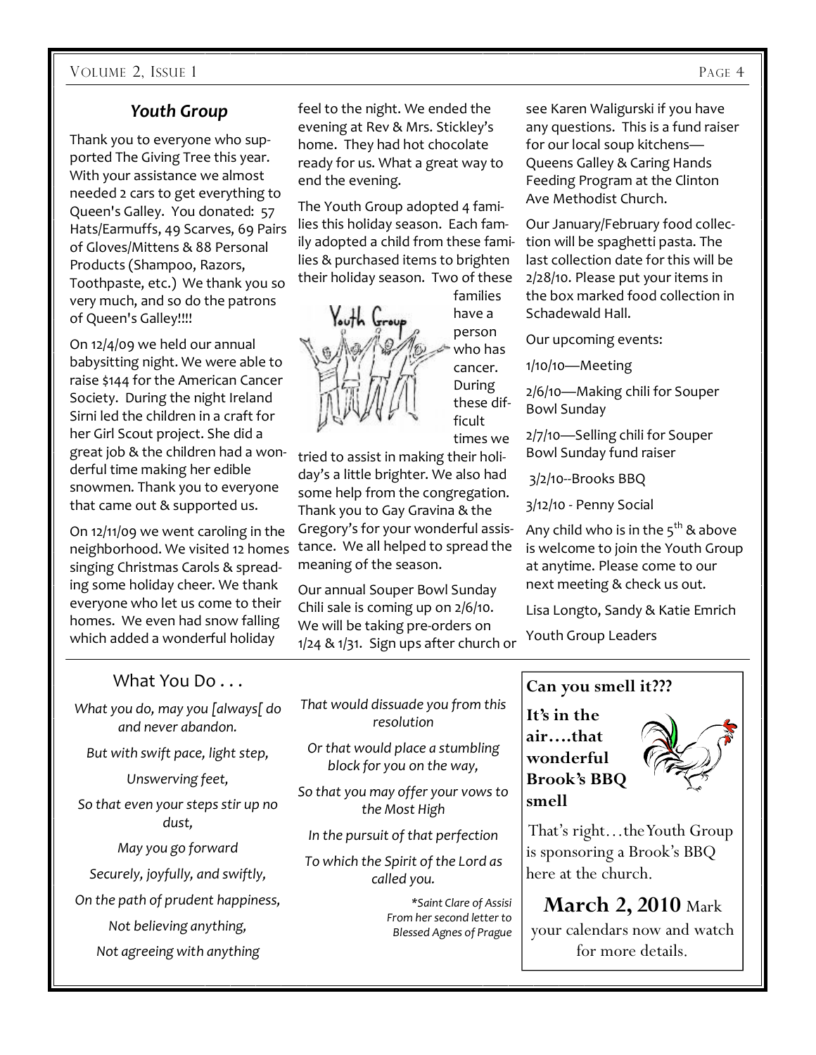## *Youth Group*

Thank you to everyone who supported The Giving Tree this year. With your assistance we almost needed 2 cars to get everything to Queen's Galley. You donated: 57 Hats/Earmuffs, 49 Scarves, 69 Pairs of Gloves/Mittens & 88 Personal Products (Shampoo, Razors, Toothpaste, etc.) We thank you so very much, and so do the patrons of Queen's Galley!!!!

On 12/4/09 we held our annual babysitting night. We were able to raise $144 for the American Cancer Society. During the night Ireland Sirni led the children in a craft for her Girl Scout project. She did a great job & the children had a wonderful time making her edible snowmen. Thank you to everyone that came out & supported us.

On 12/11/09 we went caroling in the neighborhood. We visited 12 homes singing Christmas Carols & spreading some holiday cheer. We thank everyone who let us come to their homes. We even had snow falling which added a wonderful holiday feel to the night. We ended the evening at Rev & Mrs. Stickley's home. They had hot chocolate ready for us. What a great way to end the evening.

The Youth Group adopted 4 families this holiday season. Each family adopted a child from these families & purchased items to brighten their holiday season. Two of these families have a person who has cancer. During these difficult times we tried to assist in making their holiday's a little brighter. We also had some help from the congregation. Thank you to Gay Gravina & the Gregory's for your wonderful assistance. We all helped to spread the meaning of the season.

Our annual Souper Bowl Sunday Chili sale is coming up on 2/6/10. We will be taking pre-orders on 1/24 & 1/31. Sign ups after church or see Karen Waligurski if you have any questions. This is a fund raiser for our local soup kitchens—Queens Galley & Caring Hands Feeding Program at the Clinton Ave Methodist Church.

Our January/February food collection will be spaghetti pasta. The last collection date for this will be 2/28/10. Please put your items in the box marked food collection in Schadewald Hall.

Our upcoming events:

1/10/10—Meeting

2/6/10—Making chili for Souper Bowl Sunday

2/7/10—Selling chili for Souper Bowl Sunday fund raiser

3/2/10--Brooks BBQ

3/12/10 - Penny Social

Any child who is in the 5th & above is welcome to join the Youth Group at anytime. Please come to our next meeting & check us out.

Lisa Longto, Sandy & Katie Emrich

Youth Group Leaders

## What You Do . . .

*What you do, may you [always[ do and never abandon.*

*But with swift pace, light step,*

*Unswerving feet,*

*So that even your steps stir up no dust,*

*May you go forward*

*Securely, joyfully, and swiftly,*

*On the path of prudent happiness,*

*Not believing anything,*

*Not agreeing with anything*

*That would dissuade you from this resolution*

*Or that would place a stumbling block for you on the way,*

*So that you may offer your vows to the Most High*

*In the pursuit of that perfection*

*To which the Spirit of the Lord as called you.*

*\*Saint Clare of Assisi*
*From her second letter to*
*Blessed Agnes of Prague*

**Can you smell it???**

**It's in the air….that wonderful Brook's BBQ smell**

That's right…the Youth Group is sponsoring a Brook's BBQ here at the church.

**March 2, 2010** Mark your calendars now and watch for more details.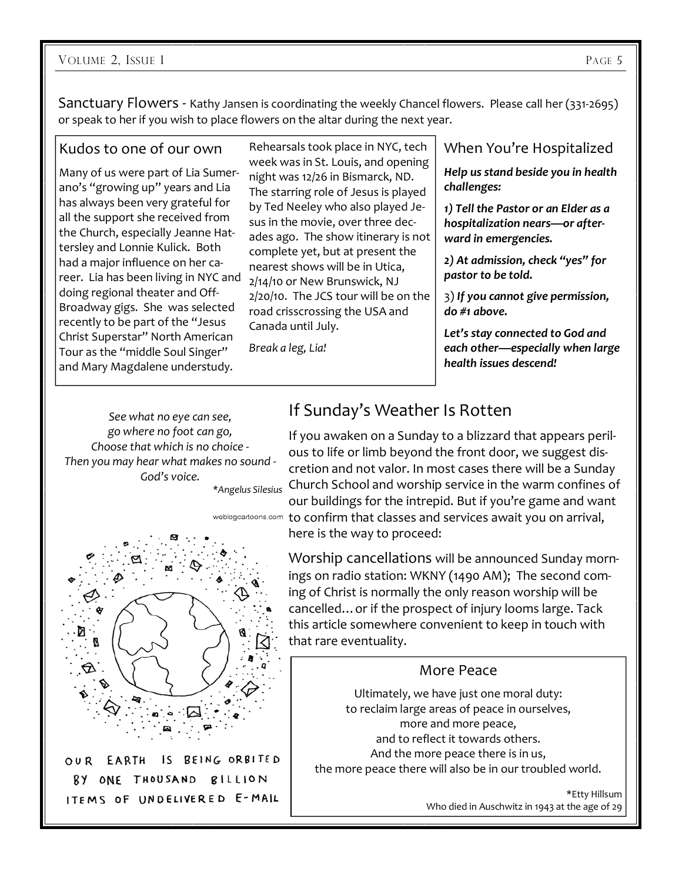Sanctuary Flowers - Kathy Jansen is coordinating the weekly Chancel flowers. Please call her (331-2695) or speak to her if you wish to place flowers on the altar during the next year.

## Kudos to one of our own

Many of us were part of Lia Sumerano's "growing up" years and Lia has always been very grateful for all the support she received from the Church, especially Jeanne Hattersley and Lonnie Kulick. Both had a major influence on her career. Lia has been living in NYC and doing regional theater and Off-Broadway gigs. She was selected recently to be part of the "Jesus Christ Superstar" North American Tour as the "middle Soul Singer" and Mary Magdalene understudy.

Rehearsals took place in NYC, tech week was in St. Louis, and opening night was 12/26 in Bismarck, ND. The starring role of Jesus is played by Ted Neeley who also played Jesus in the movie, over three decades ago. The show itinerary is not complete yet, but at present the nearest shows will be in Utica, 2/14/10 or New Brunswick, NJ 2/20/10. The JCS tour will be on the road crisscrossing the USA and Canada until July.

*Break a leg, Lia!*

## When You're Hospitalized

***Help us stand beside you in health challenges:***

***1) Tell the Pastor or an Elder as a hospitalization nears—or afterward in emergencies.***

***2) At admission, check "yes" for pastor to be told.***

3) ***If you cannot give permission, do #1 above.***

***Let's stay connected to God and each other—especially when large health issues descend!***

*See what no eye can see,*
*go where no foot can go,*
*Choose that which is no choice -*
*Then you may hear what makes no sound -*
*God's voice.*

*\*Angelus Silesius*

weblogcartoons.com

OUR EARTH IS BEING ORBITED BY ONE THOUSAND BILLION ITEMS OF UNDELIVERED E-MAIL

## If Sunday's Weather Is Rotten

If you awaken on a Sunday to a blizzard that appears perilous to life or limb beyond the front door, we suggest discretion and not valor. In most cases there will be a Sunday Church School and worship service in the warm confines of our buildings for the intrepid. But if you're game and want to confirm that classes and services await you on arrival, here is the way to proceed:

Worship cancellations will be announced Sunday mornings on radio station: WKNY (1490 AM); The second coming of Christ is normally the only reason worship will be cancelled… or if the prospect of injury looms large. Tack this article somewhere convenient to keep in touch with that rare eventuality.

## More Peace

Ultimately, we have just one moral duty:
to reclaim large areas of peace in ourselves,
more and more peace,
and to reflect it towards others.
And the more peace there is in us,
the more peace there will also be in our troubled world.

\*Etty Hillsum
Who died in Auschwitz in 1943 at the age of 29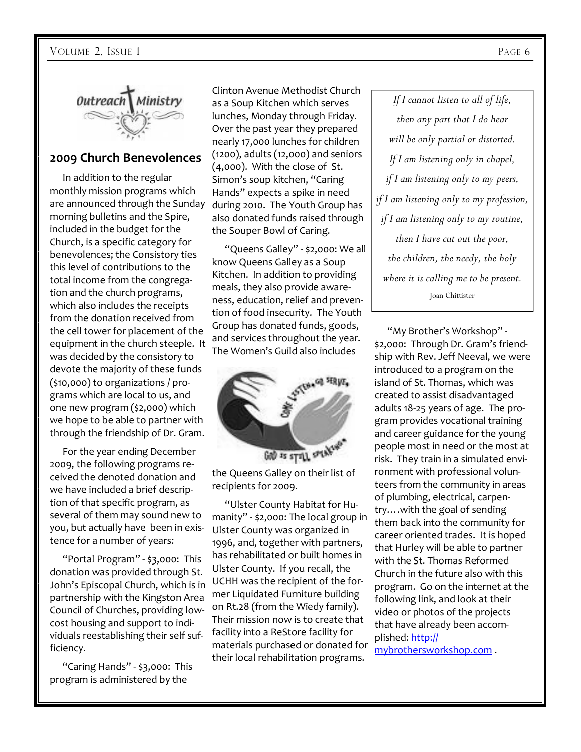## 2009 Church Benevolences

In addition to the regular monthly mission programs which are announced through the Sunday morning bulletins and the Spire, included in the budget for the Church, is a specific category for benevolences; the Consistory ties this level of contributions to the total income from the congregation and the church programs, which also includes the receipts from the donation received from the cell tower for placement of the equipment in the church steeple. It was decided by the consistory to devote the majority of these funds ($10,000) to organizations / programs which are local to us, and one new program ($2,000) which we hope to be able to partner with through the friendship of Dr. Gram.

For the year ending December 2009, the following programs received the denoted donation and we have included a brief description of that specific program, as several of them may sound new to you, but actually have been in existence for a number of years:

"Portal Program" - $3,000: This donation was provided through St. John's Episcopal Church, which is in partnership with the Kingston Area Council of Churches, providing low-cost housing and support to individuals reestablishing their self sufficiency.

"Caring Hands" - $3,000: This program is administered by the Clinton Avenue Methodist Church as a Soup Kitchen which serves lunches, Monday through Friday. Over the past year they prepared nearly 17,000 lunches for children (1200), adults (12,000) and seniors (4,000). With the close of St. Simon's soup kitchen, "Caring Hands" expects a spike in need during 2010. The Youth Group has also donated funds raised through the Souper Bowl of Caring.

"Queens Galley" - $2,000: We all know Queens Galley as a Soup Kitchen. In addition to providing meals, they also provide awareness, education, relief and prevention of food insecurity. The Youth Group has donated funds, goods, and services throughout the year. The Women's Guild also includes the Queens Galley on their list of recipients for 2009.

"Ulster County Habitat for Humanity" - $2,000: The local group in Ulster County was organized in 1996, and, together with partners, has rehabilitated or built homes in Ulster County. If you recall, the UCHH was the recipient of the former Liquidated Furniture building on Rt.28 (from the Wiedy family). Their mission now is to create that facility into a ReStore facility for materials purchased or donated for their local rehabilitation programs.

*If I cannot listen to all of life,*
*then any part that I do hear*
*will be only partial or distorted.*
*If I am listening only in chapel,*
*if I am listening only to my peers,*
*if I am listening only to my profession,*
*if I am listening only to my routine,*
*then I have cut out the poor,*
*the children, the needy, the holy*
*where it is calling me to be present.*

Joan Chittister

"My Brother's Workshop" - $2,000: Through Dr. Gram's friendship with Rev. Jeff Neeval, we were introduced to a program on the island of St. Thomas, which was created to assist disadvantaged adults 18-25 years of age. The program provides vocational training and career guidance for the young people most in need or the most at risk. They train in a simulated environment with professional volunteers from the community in areas of plumbing, electrical, carpentry….with the goal of sending them back into the community for career oriented trades. It is hoped that Hurley will be able to partner with the St. Thomas Reformed Church in the future also with this program. Go on the internet at the following link, and look at their video or photos of the projects that have already been accomplished: http://mybrothersworkshop.com .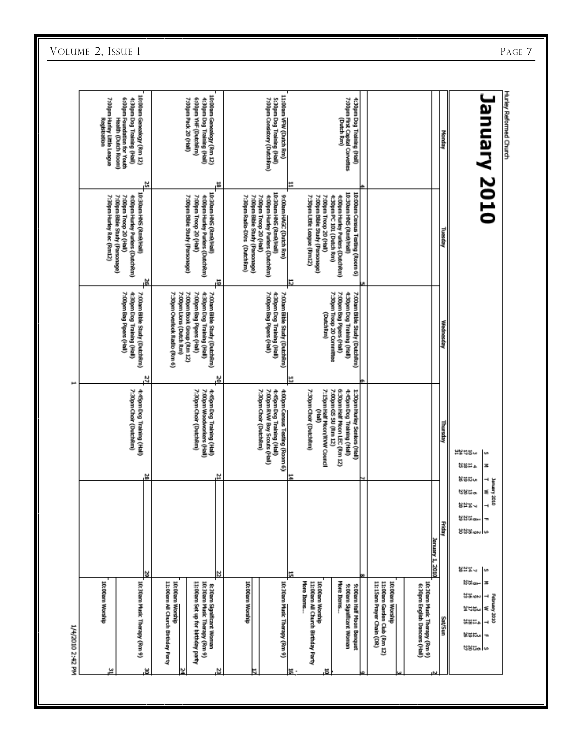Hurley Reformed Church

# January 2010

**January 2010**

| S | M | T | W | T | F | S |
|---|---|---|---|---|---|---|
| | | | | | 1 | 2 |
| 3 | 4 | 5 | 6 | 7 | 8 | 9 |
| 10 | 11 | 12 | 13 | 14 | 15 | 16 |
| 17 | 18 | 19 | 20 | 21 | 22 | 23 |
| 24 | 25 | 26 | 27 | 28 | 29 | 30 |
| 31 | | | | | | |

**February 2010**

| S | M | T | W | T | F | S |
|---|---|---|---|---|---|---|
| | 1 | 2 | 3 | 4 | 5 | 6 |
| 7 | 8 | 9 | 10 | 11 | 12 | 13 |
| 14 | 15 | 16 | 17 | 18 | 19 | 20 |
| 21 | 22 | 23 | 24 | 25 | 26 | 27 |
| 28 | | | | | | |

| Monday | Tuesday | Wednesday | Thursday | Friday | Sat/Sun |
|---|---|---|---|---|---|
| | | | | January 1, 2010 | **2** 10:30am Music Therapy (Rm 9)<br>6:30pm English Dances (Hall)<br>**3** 10:00am Worship<br>11:00am Garden Club (Rm 12)<br>11:15am Prayer Chain (DR) |
| **4** 4:30pm Dog Training (Hall)<br>7:00pm First Capital Corvettes (Dutch Rm) | **5** 10:00am Census Testing (Room 6)<br>10:30am HNS (Rm9/Hall)<br>4:00pm Hurley Punkers (DutchRm)<br>4:30pm FC 101 (Dutch Rm)<br>7:00pm Troop 20 (Hall)<br>7:00pm Bible Study (Parsonage)<br>7:30pm Little League (Rm12) | **6** 7:00am Bible Study (DutchRm)<br>4:30pm Dog Training (Hall)<br>7:00pm Bag Pipers (Hall)<br>7:30pm Troop 20 Committee (DutchRm) | **7** 1:30pm Hurley Seniors (Hall)<br>4:45pm Dog Training (Hall)<br>6:30pm Half Moon LEC (Rm 12)<br>7:00pm GS SU (Rm 12)<br>7:15pm Half Moon/RVW Council (Hall)<br>7:30pm Choir (DutchRm) | **8** | **9** 9:00am Half Moon Banquet<br>9:00am Significant Woman<br>More Items...<br>**10** 10:00am Worship<br>11:00am All Church Birthday Party<br>More Items... |
| **11** 11:00am VFW (Dutch Rm)<br>5:30pm Dog Training (Hall)<br>7:00pm Consistory (DutchRm) | **12** 9:00am HAGC (Dutch Rm)<br>10:30am HNS (Rm9/Hall)<br>4:00pm Hurley Punkers (DutchRm)<br>7:00pm Troop 20 (Hall)<br>7:00pm Bible Study (Parsonage)<br>7:30pm Radio-DXrs (DutchRm) | **13** 7:00am Bible Study (DutchRm)<br>4:30pm Dog Training (Hall)<br>7:00pm Bag Pipers (Hall) | **14** 4:00pm Census Testing (Room 6)<br>4:45pm Dog Training (Hall)<br>7:00pm RVW Boy Scouts (Hall)<br>7:30pm Choir (DutchRm) | **15** | **16** 10:30am Music Therapy (Rm 9)<br>**17** 10:00am Worship |
| **18** 10:00am Genealogy (Rm 12)<br>4:30pm Dog Training (Hall)<br>6:00pm YHF (DutchRm)<br>7:00pm Pack 20 (Hall) | **19** 10:30am HNS (Rm9/Hall)<br>4:00pm Hurley Punkers (DutchRm)<br>7:00pm Troop 20 (Hall)<br>7:00pm Bible Study (Parsonage) | **20** 7:00am Bible Study (DutchRm)<br>4:30pm Dog Training (Hall)<br>7:00pm Bag Pipers (Hall)<br>7:00pm Book Group (Rm 12)<br>7:00pm Lions (Dutch Rm)<br>7:30pm Overlook Radio (Rm 6) | **21** 4:45pm Dog Training (Hall)<br>7:00pm Woodworkers (Hall)<br>7:30pm Choir (DutchRm) | **22** | **23** 8:30am Significant Woman<br>10:30am Music Therapy (Rm 9)<br>11:00am Set up for birthday party<br>**24** 10:00am Worship<br>11:00am All Church Birthday Party |
| **25** 10:00am Genealogy (Rm 12)<br>4:30pm Dog Training (Hall)<br>6:00pm Foundation for Youth Health (Dutch Room)<br>7:00pm Hurley Little League Registration | **26** 10:30am HNS (Rm9/Hall)<br>4:00pm Hurley Punkers (DutchRm)<br>7:00pm Troop 20 (Hall)<br>7:00pm Bible Study (Parsonage)<br>7:30pm Hurley Rec (Rm12) | **27** 7:00am Bible Study (DutchRm)<br>4:30pm Dog Training (Hall)<br>7:00pm Bag Pipers (Hall) | **28** 4:45pm Dog Training (Hall)<br>7:30pm Choir (DutchRm) | **29** | **30** 10:30am Music Therapy (Rm 9)<br>**31** 10:00am Worship |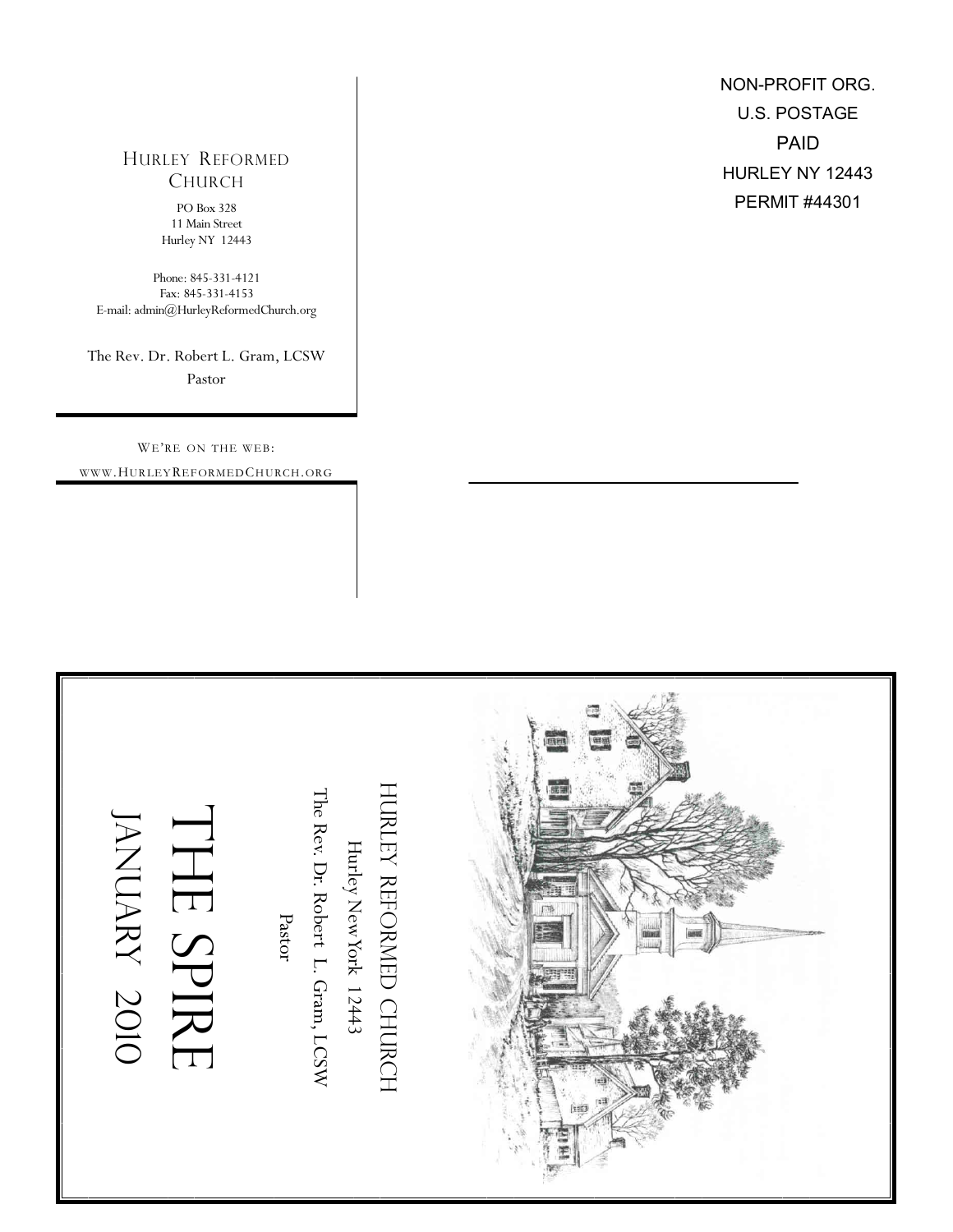# Hurley Reformed Church

PO Box 328
11 Main Street
Hurley NY 12443

Phone: 845-331-4121
Fax: 845-331-4153
E-mail: admin@HurleyReformedChurch.org

The Rev. Dr. Robert L. Gram, LCSW
Pastor

WE'RE ON THE WEB:
WWW.HURLEYREFORMEDCHURCH.ORG

NON-PROFIT ORG.
U.S. POSTAGE
PAID
HURLEY NY 12443
PERMIT #44301

# HURLEY REFORMED CHURCH

Hurley New York 12443

The Rev. Dr. Robert L. Gram, LCSW
Pastor

# THE SPIRE

## JANUARY 2010